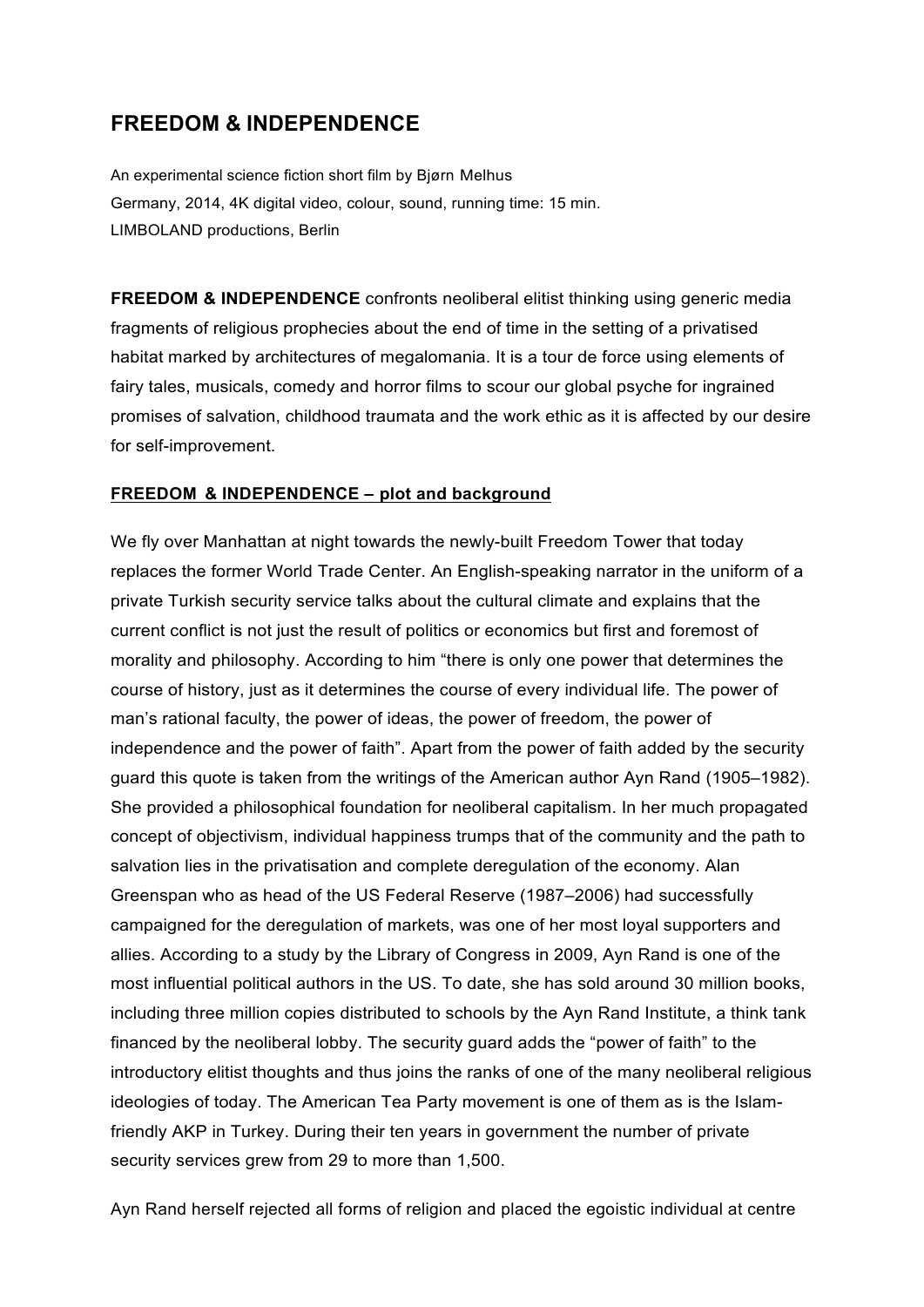# FREEDOM & INDEPENDENCE

An experimental science fiction short film by Bjørn Melhus
Germany, 2014, 4K digital video, colour, sound, running time: 15 min.
LIMBOLAND productions, Berlin

**FREEDOM & INDEPENDENCE** confronts neoliberal elitist thinking using generic media fragments of religious prophecies about the end of time in the setting of a privatised habitat marked by architectures of megalomania. It is a tour de force using elements of fairy tales, musicals, comedy and horror films to scour our global psyche for ingrained promises of salvation, childhood traumata and the work ethic as it is affected by our desire for self-improvement.

## FREEDOM & INDEPENDENCE – plot and background

We fly over Manhattan at night towards the newly-built Freedom Tower that today replaces the former World Trade Center. An English-speaking narrator in the uniform of a private Turkish security service talks about the cultural climate and explains that the current conflict is not just the result of politics or economics but first and foremost of morality and philosophy. According to him "there is only one power that determines the course of history, just as it determines the course of every individual life. The power of man's rational faculty, the power of ideas, the power of freedom, the power of independence and the power of faith". Apart from the power of faith added by the security guard this quote is taken from the writings of the American author Ayn Rand (1905–1982). She provided a philosophical foundation for neoliberal capitalism. In her much propagated concept of objectivism, individual happiness trumps that of the community and the path to salvation lies in the privatisation and complete deregulation of the economy. Alan Greenspan who as head of the US Federal Reserve (1987–2006) had successfully campaigned for the deregulation of markets, was one of her most loyal supporters and allies. According to a study by the Library of Congress in 2009, Ayn Rand is one of the most influential political authors in the US. To date, she has sold around 30 million books, including three million copies distributed to schools by the Ayn Rand Institute, a think tank financed by the neoliberal lobby. The security guard adds the "power of faith" to the introductory elitist thoughts and thus joins the ranks of one of the many neoliberal religious ideologies of today. The American Tea Party movement is one of them as is the Islam-friendly AKP in Turkey. During their ten years in government the number of private security services grew from 29 to more than 1,500.

Ayn Rand herself rejected all forms of religion and placed the egoistic individual at centre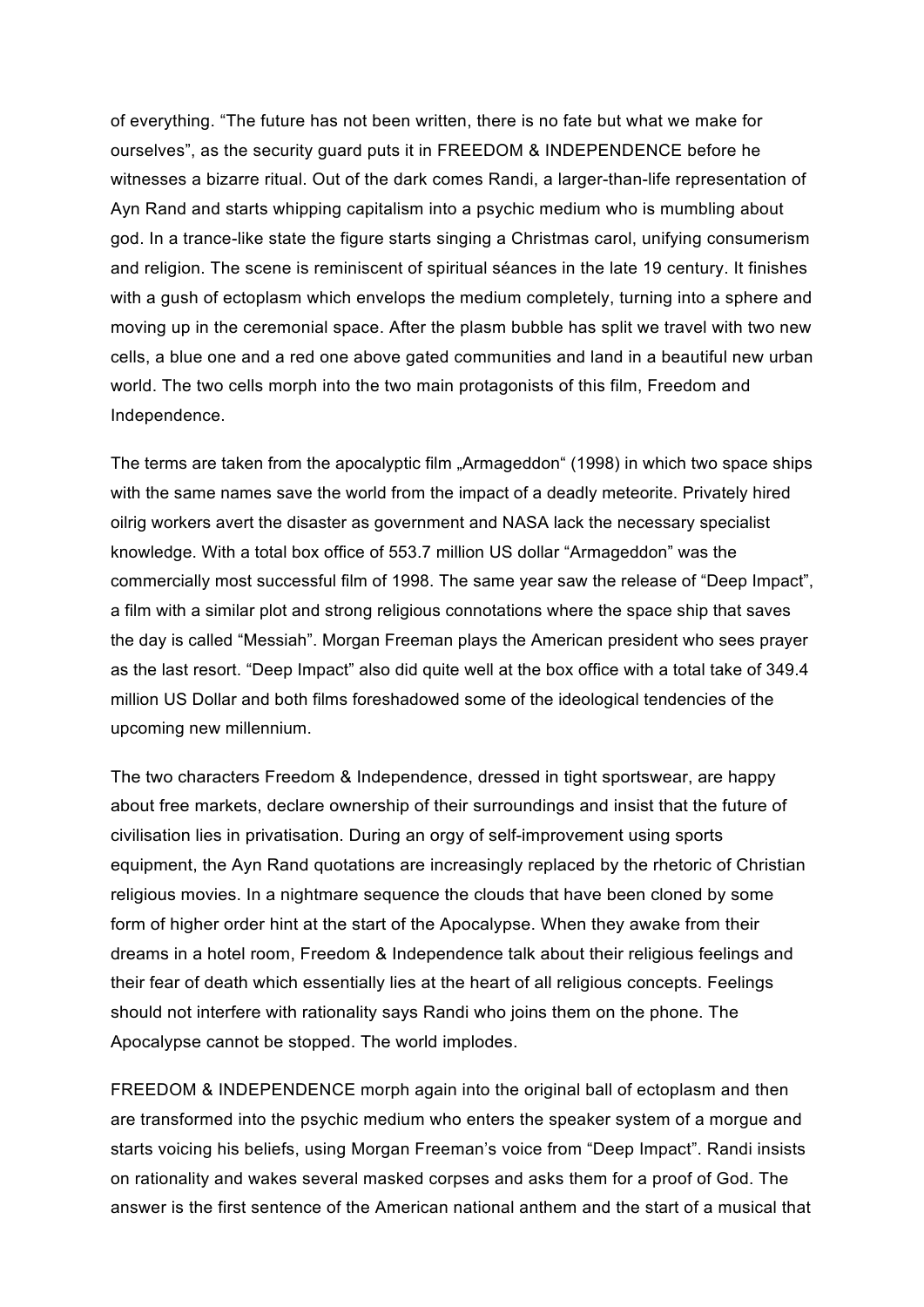of everything. “The future has not been written, there is no fate but what we make for ourselves”, as the security guard puts it in FREEDOM & INDEPENDENCE before he witnesses a bizarre ritual. Out of the dark comes Randi, a larger-than-life representation of Ayn Rand and starts whipping capitalism into a psychic medium who is mumbling about god. In a trance-like state the figure starts singing a Christmas carol, unifying consumerism and religion. The scene is reminiscent of spiritual séances in the late 19 century. It finishes with a gush of ectoplasm which envelops the medium completely, turning into a sphere and moving up in the ceremonial space. After the plasm bubble has split we travel with two new cells, a blue one and a red one above gated communities and land in a beautiful new urban world. The two cells morph into the two main protagonists of this film, Freedom and Independence.

The terms are taken from the apocalyptic film „Armageddon“ (1998) in which two space ships with the same names save the world from the impact of a deadly meteorite. Privately hired oilrig workers avert the disaster as government and NASA lack the necessary specialist knowledge. With a total box office of 553.7 million US dollar “Armageddon” was the commercially most successful film of 1998. The same year saw the release of “Deep Impact”, a film with a similar plot and strong religious connotations where the space ship that saves the day is called “Messiah”. Morgan Freeman plays the American president who sees prayer as the last resort. “Deep Impact” also did quite well at the box office with a total take of 349.4 million US Dollar and both films foreshadowed some of the ideological tendencies of the upcoming new millennium.

The two characters Freedom & Independence, dressed in tight sportswear, are happy about free markets, declare ownership of their surroundings and insist that the future of civilisation lies in privatisation. During an orgy of self-improvement using sports equipment, the Ayn Rand quotations are increasingly replaced by the rhetoric of Christian religious movies. In a nightmare sequence the clouds that have been cloned by some form of higher order hint at the start of the Apocalypse. When they awake from their dreams in a hotel room, Freedom & Independence talk about their religious feelings and their fear of death which essentially lies at the heart of all religious concepts. Feelings should not interfere with rationality says Randi who joins them on the phone. The Apocalypse cannot be stopped. The world implodes.

FREEDOM & INDEPENDENCE morph again into the original ball of ectoplasm and then are transformed into the psychic medium who enters the speaker system of a morgue and starts voicing his beliefs, using Morgan Freeman’s voice from “Deep Impact”. Randi insists on rationality and wakes several masked corpses and asks them for a proof of God. The answer is the first sentence of the American national anthem and the start of a musical that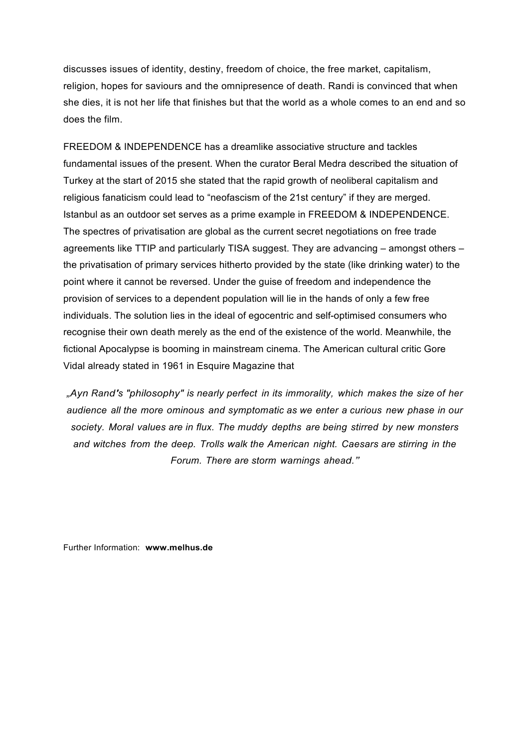discusses issues of identity, destiny, freedom of choice, the free market, capitalism, religion, hopes for saviours and the omnipresence of death. Randi is convinced that when she dies, it is not her life that finishes but that the world as a whole comes to an end and so does the film.

FREEDOM & INDEPENDENCE has a dreamlike associative structure and tackles fundamental issues of the present. When the curator Beral Medra described the situation of Turkey at the start of 2015 she stated that the rapid growth of neoliberal capitalism and religious fanaticism could lead to "neofascism of the 21st century" if they are merged. Istanbul as an outdoor set serves as a prime example in FREEDOM & INDEPENDENCE. The spectres of privatisation are global as the current secret negotiations on free trade agreements like TTIP and particularly TISA suggest. They are advancing – amongst others – the privatisation of primary services hitherto provided by the state (like drinking water) to the point where it cannot be reversed. Under the guise of freedom and independence the provision of services to a dependent population will lie in the hands of only a few free individuals. The solution lies in the ideal of egocentric and self-optimised consumers who recognise their own death merely as the end of the existence of the world. Meanwhile, the fictional Apocalypse is booming in mainstream cinema. The American cultural critic Gore Vidal already stated in 1961 in Esquire Magazine that

*„Ayn Rand's "philosophy" is nearly perfect in its immorality, which makes the size of her audience all the more ominous and symptomatic as we enter a curious new phase in our society. Moral values are in flux. The muddy depths are being stirred by new monsters and witches from the deep. Trolls walk the American night. Caesars are stirring in the Forum. There are storm warnings ahead."*

Further Information: **www.melhus.de**